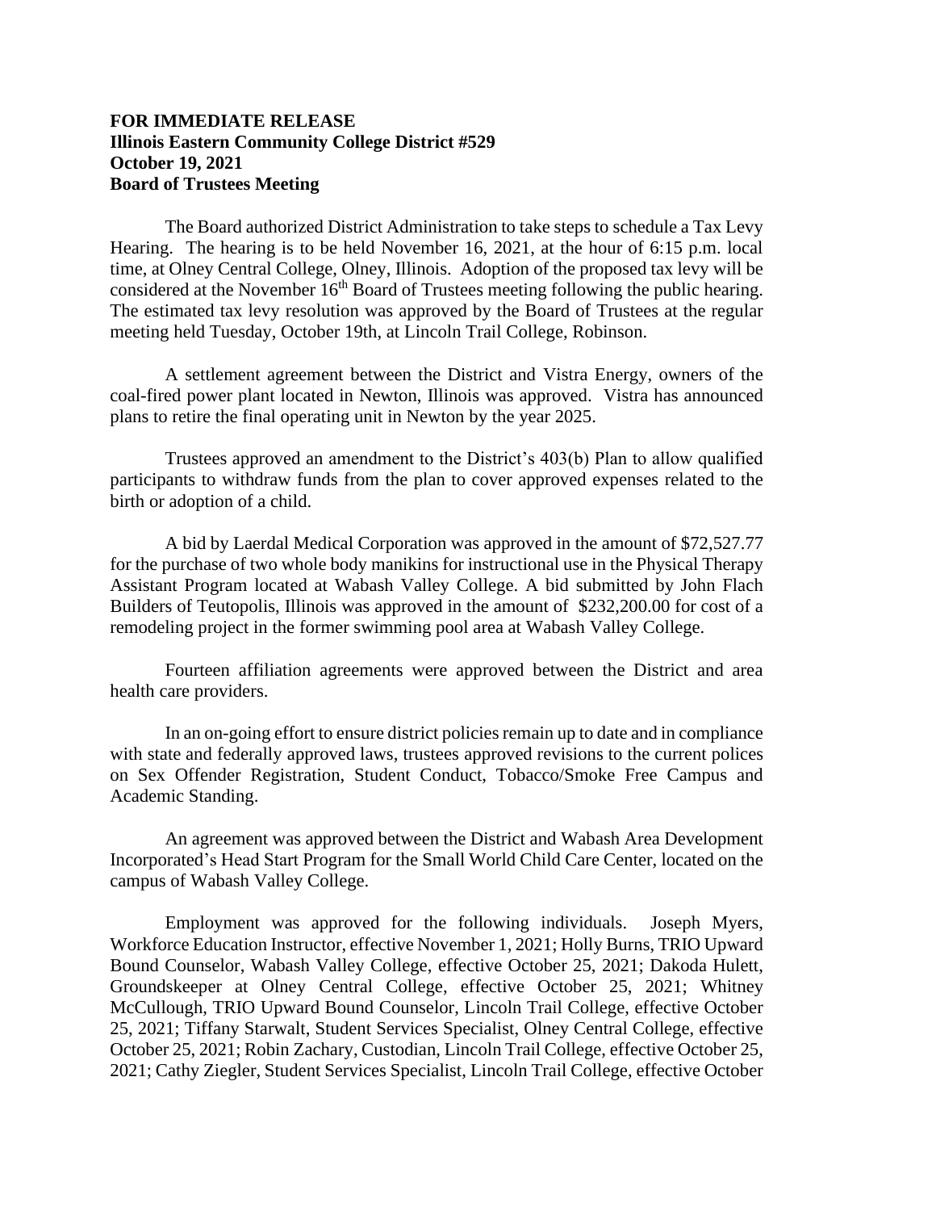**FOR IMMEDIATE RELEASE**
**Illinois Eastern Community College District #529**
**October 19, 2021**
**Board of Trustees Meeting**

The Board authorized District Administration to take steps to schedule a Tax Levy Hearing. The hearing is to be held November 16, 2021, at the hour of 6:15 p.m. local time, at Olney Central College, Olney, Illinois. Adoption of the proposed tax levy will be considered at the November 16th Board of Trustees meeting following the public hearing. The estimated tax levy resolution was approved by the Board of Trustees at the regular meeting held Tuesday, October 19th, at Lincoln Trail College, Robinson.

A settlement agreement between the District and Vistra Energy, owners of the coal-fired power plant located in Newton, Illinois was approved. Vistra has announced plans to retire the final operating unit in Newton by the year 2025.

Trustees approved an amendment to the District's 403(b) Plan to allow qualified participants to withdraw funds from the plan to cover approved expenses related to the birth or adoption of a child.

A bid by Laerdal Medical Corporation was approved in the amount of $72,527.77 for the purchase of two whole body manikins for instructional use in the Physical Therapy Assistant Program located at Wabash Valley College. A bid submitted by John Flach Builders of Teutopolis, Illinois was approved in the amount of $232,200.00 for cost of a remodeling project in the former swimming pool area at Wabash Valley College.

Fourteen affiliation agreements were approved between the District and area health care providers.

In an on-going effort to ensure district policies remain up to date and in compliance with state and federally approved laws, trustees approved revisions to the current polices on Sex Offender Registration, Student Conduct, Tobacco/Smoke Free Campus and Academic Standing.

An agreement was approved between the District and Wabash Area Development Incorporated's Head Start Program for the Small World Child Care Center, located on the campus of Wabash Valley College.

Employment was approved for the following individuals. Joseph Myers, Workforce Education Instructor, effective November 1, 2021; Holly Burns, TRIO Upward Bound Counselor, Wabash Valley College, effective October 25, 2021; Dakoda Hulett, Groundskeeper at Olney Central College, effective October 25, 2021; Whitney McCullough, TRIO Upward Bound Counselor, Lincoln Trail College, effective October 25, 2021; Tiffany Starwalt, Student Services Specialist, Olney Central College, effective October 25, 2021; Robin Zachary, Custodian, Lincoln Trail College, effective October 25, 2021; Cathy Ziegler, Student Services Specialist, Lincoln Trail College, effective October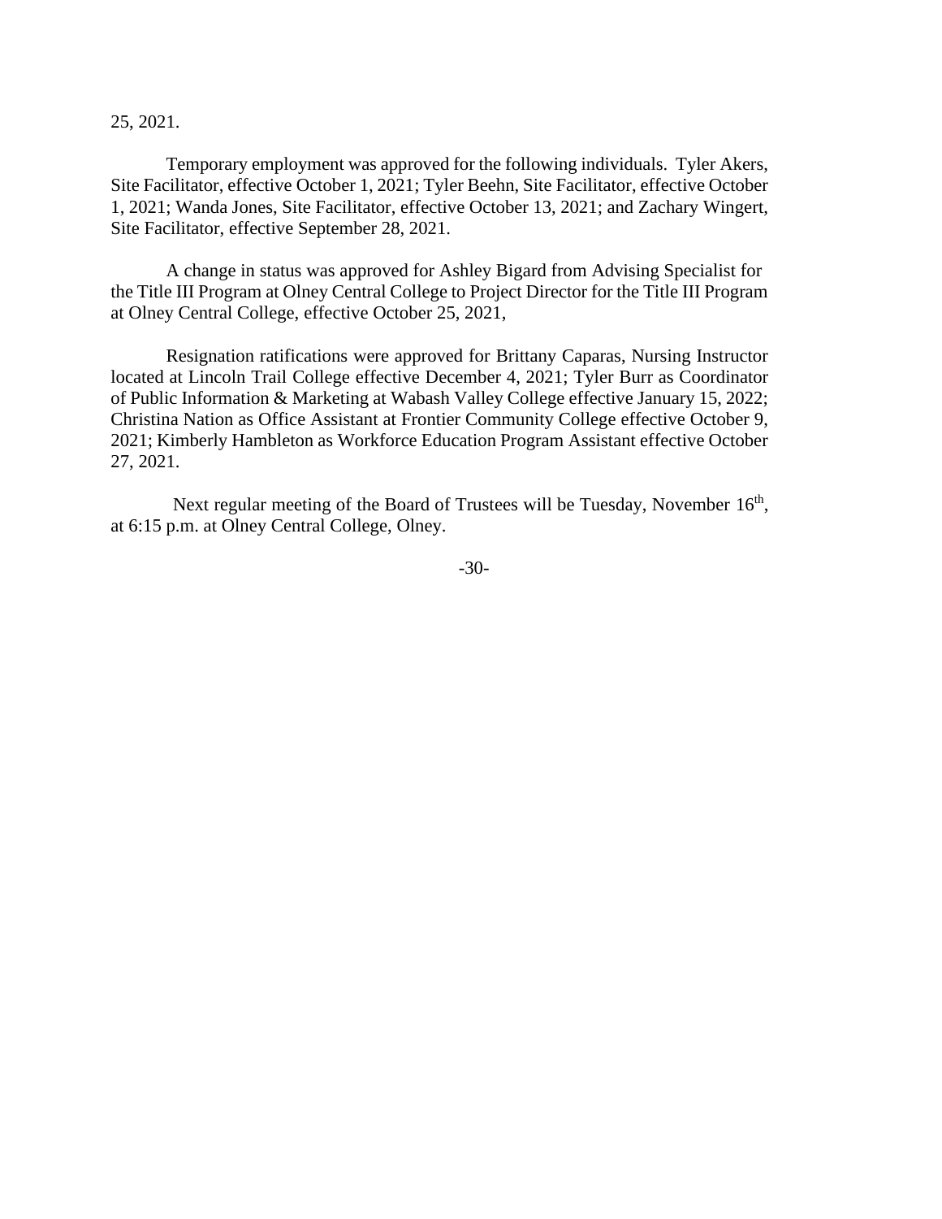25, 2021.

Temporary employment was approved for the following individuals. Tyler Akers, Site Facilitator, effective October 1, 2021; Tyler Beehn, Site Facilitator, effective October 1, 2021; Wanda Jones, Site Facilitator, effective October 13, 2021; and Zachary Wingert, Site Facilitator, effective September 28, 2021.

A change in status was approved for Ashley Bigard from Advising Specialist for the Title III Program at Olney Central College to Project Director for the Title III Program at Olney Central College, effective October 25, 2021,

Resignation ratifications were approved for Brittany Caparas, Nursing Instructor located at Lincoln Trail College effective December 4, 2021; Tyler Burr as Coordinator of Public Information & Marketing at Wabash Valley College effective January 15, 2022; Christina Nation as Office Assistant at Frontier Community College effective October 9, 2021; Kimberly Hambleton as Workforce Education Program Assistant effective October 27, 2021.

Next regular meeting of the Board of Trustees will be Tuesday, November 16th, at 6:15 p.m. at Olney Central College, Olney.

-30-